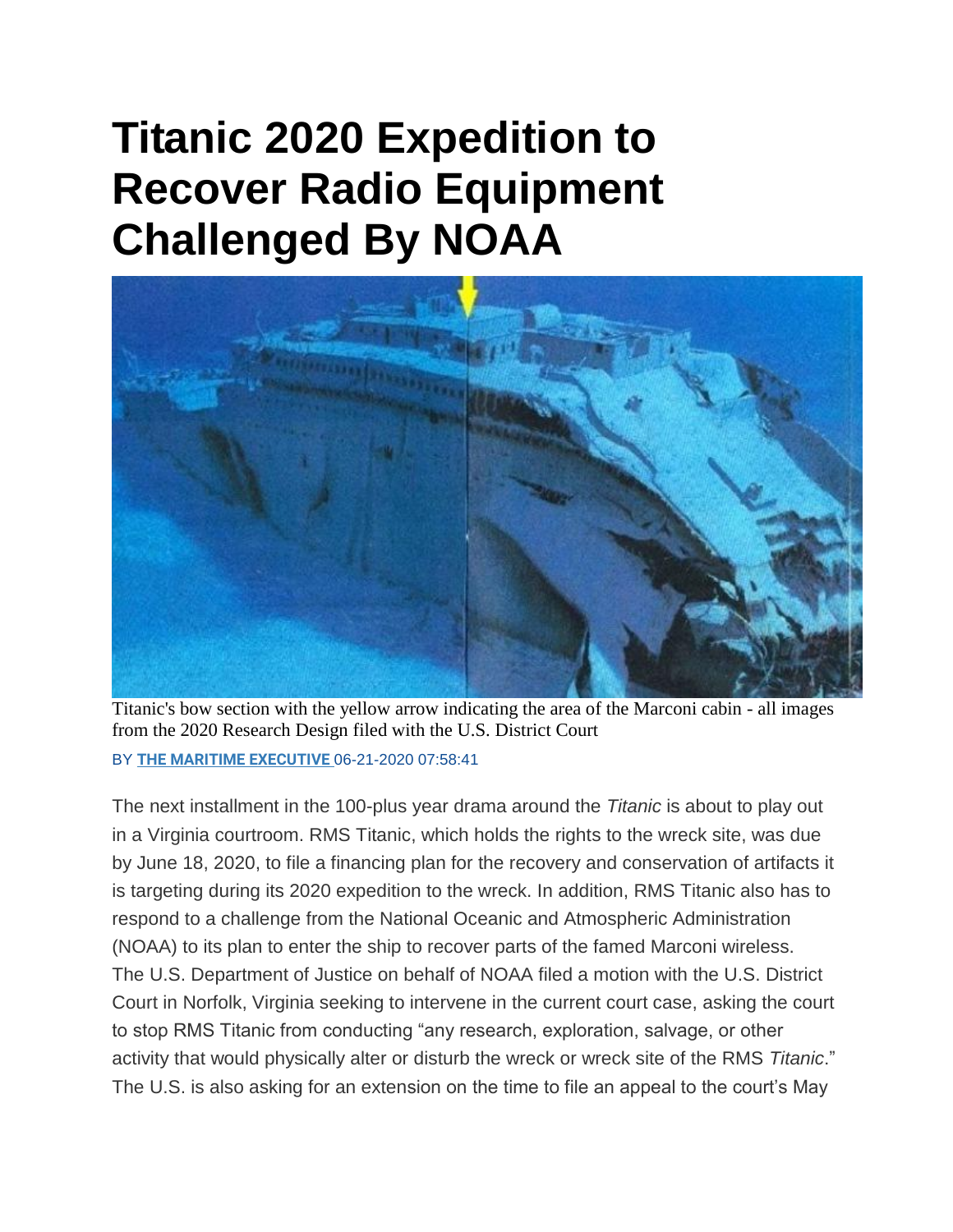# Titanic 2020 Expedition to Recover Radio Equipment Challenged By NOAA

Titanic's bow section with the yellow arrow indicating the area of the Marconi cabin - all images from the 2020 Research Design filed with the U.S. District Court

BY **THE MARITIME EXECUTIVE** 06-21-2020 07:58:41

The next installment in the 100-plus year drama around the *Titanic* is about to play out in a Virginia courtroom. RMS Titanic, which holds the rights to the wreck site, was due by June 18, 2020, to file a financing plan for the recovery and conservation of artifacts it is targeting during its 2020 expedition to the wreck. In addition, RMS Titanic also has to respond to a challenge from the National Oceanic and Atmospheric Administration (NOAA) to its plan to enter the ship to recover parts of the famed Marconi wireless. The U.S. Department of Justice on behalf of NOAA filed a motion with the U.S. District Court in Norfolk, Virginia seeking to intervene in the current court case, asking the court to stop RMS Titanic from conducting "any research, exploration, salvage, or other activity that would physically alter or disturb the wreck or wreck site of the RMS *Titanic*." The U.S. is also asking for an extension on the time to file an appeal to the court's May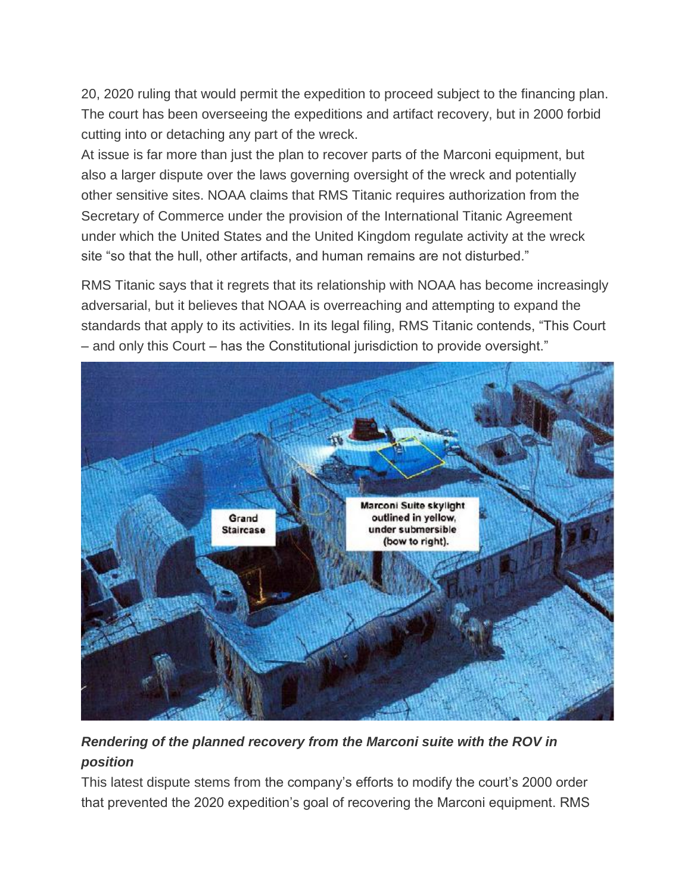20, 2020 ruling that would permit the expedition to proceed subject to the financing plan. The court has been overseeing the expeditions and artifact recovery, but in 2000 forbid cutting into or detaching any part of the wreck.

At issue is far more than just the plan to recover parts of the Marconi equipment, but also a larger dispute over the laws governing oversight of the wreck and potentially other sensitive sites. NOAA claims that RMS Titanic requires authorization from the Secretary of Commerce under the provision of the International Titanic Agreement under which the United States and the United Kingdom regulate activity at the wreck site "so that the hull, other artifacts, and human remains are not disturbed."

RMS Titanic says that it regrets that its relationship with NOAA has become increasingly adversarial, but it believes that NOAA is overreaching and attempting to expand the standards that apply to its activities. In its legal filing, RMS Titanic contends, "This Court – and only this Court – has the Constitutional jurisdiction to provide oversight."

***Rendering of the planned recovery from the Marconi suite with the ROV in position***

This latest dispute stems from the company's efforts to modify the court's 2000 order that prevented the 2020 expedition's goal of recovering the Marconi equipment. RMS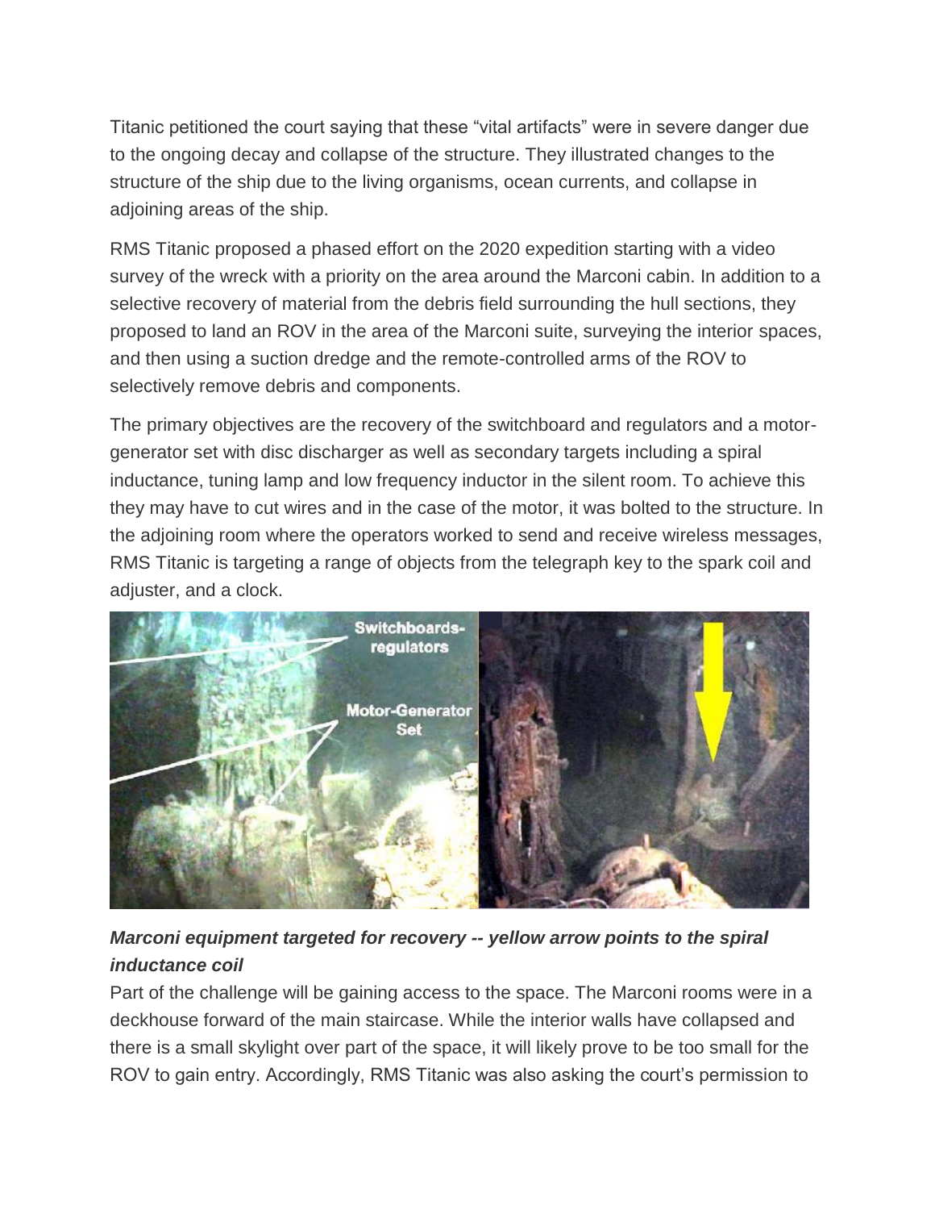Titanic petitioned the court saying that these "vital artifacts" were in severe danger due to the ongoing decay and collapse of the structure. They illustrated changes to the structure of the ship due to the living organisms, ocean currents, and collapse in adjoining areas of the ship.

RMS Titanic proposed a phased effort on the 2020 expedition starting with a video survey of the wreck with a priority on the area around the Marconi cabin. In addition to a selective recovery of material from the debris field surrounding the hull sections, they proposed to land an ROV in the area of the Marconi suite, surveying the interior spaces, and then using a suction dredge and the remote-controlled arms of the ROV to selectively remove debris and components.

The primary objectives are the recovery of the switchboard and regulators and a motor-generator set with disc discharger as well as secondary targets including a spiral inductance, tuning lamp and low frequency inductor in the silent room. To achieve this they may have to cut wires and in the case of the motor, it was bolted to the structure. In the adjoining room where the operators worked to send and receive wireless messages, RMS Titanic is targeting a range of objects from the telegraph key to the spark coil and adjuster, and a clock.

***Marconi equipment targeted for recovery -- yellow arrow points to the spiral inductance coil***

Part of the challenge will be gaining access to the space. The Marconi rooms were in a deckhouse forward of the main staircase. While the interior walls have collapsed and there is a small skylight over part of the space, it will likely prove to be too small for the ROV to gain entry. Accordingly, RMS Titanic was also asking the court's permission to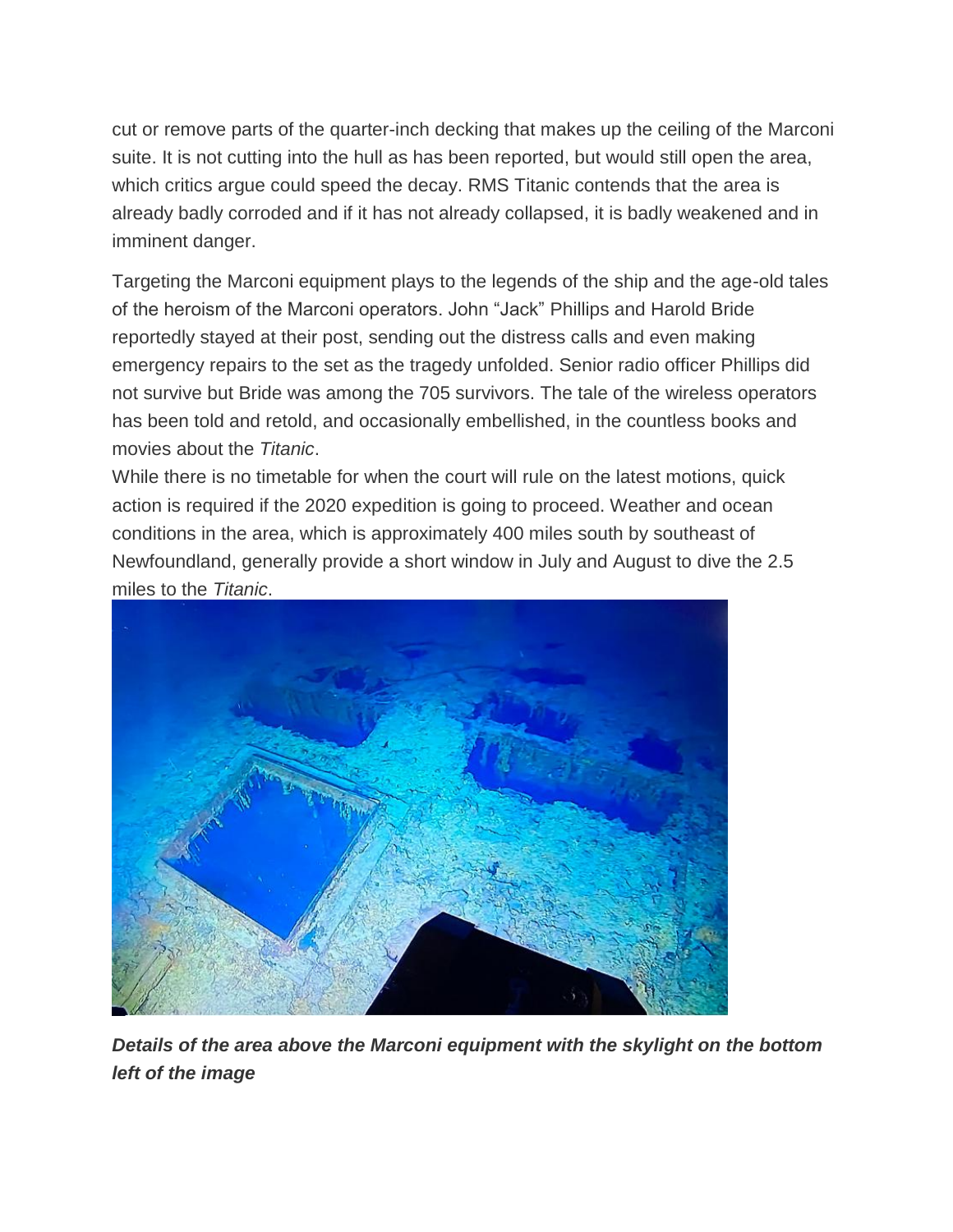cut or remove parts of the quarter-inch decking that makes up the ceiling of the Marconi suite. It is not cutting into the hull as has been reported, but would still open the area, which critics argue could speed the decay. RMS Titanic contends that the area is already badly corroded and if it has not already collapsed, it is badly weakened and in imminent danger.

Targeting the Marconi equipment plays to the legends of the ship and the age-old tales of the heroism of the Marconi operators. John "Jack" Phillips and Harold Bride reportedly stayed at their post, sending out the distress calls and even making emergency repairs to the set as the tragedy unfolded. Senior radio officer Phillips did not survive but Bride was among the 705 survivors. The tale of the wireless operators has been told and retold, and occasionally embellished, in the countless books and movies about the *Titanic*.

While there is no timetable for when the court will rule on the latest motions, quick action is required if the 2020 expedition is going to proceed. Weather and ocean conditions in the area, which is approximately 400 miles south by southeast of Newfoundland, generally provide a short window in July and August to dive the 2.5 miles to the *Titanic*.

***Details of the area above the Marconi equipment with the skylight on the bottom left of the image***